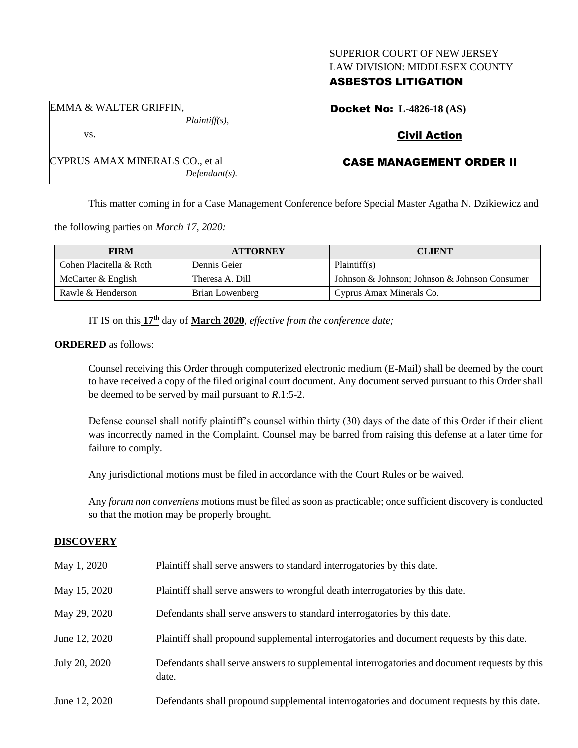SUPERIOR COURT OF NEW JERSEY
LAW DIVISION: MIDDLESEX COUNTY
**ASBESTOS LITIGATION**

EMMA & WALTER GRIFFIN,
*Plaintiff(s),*
vs.
CYPRUS AMAX MINERALS CO., et al
*Defendant(s).*

**Docket No: L-4826-18 (AS)**

**Civil Action**

**CASE MANAGEMENT ORDER II**

This matter coming in for a Case Management Conference before Special Master Agatha N. Dzikiewicz and the following parties on *March 17, 2020:*

| FIRM | ATTORNEY | CLIENT |
|---|---|---|
| Cohen Placitella & Roth | Dennis Geier | Plaintiff(s) |
| McCarter & English | Theresa A. Dill | Johnson & Johnson; Johnson & Johnson Consumer |
| Rawle & Henderson | Brian Lowenberg | Cyprus Amax Minerals Co. |

IT IS on this **17th** day of **March 2020**, *effective from the conference date;*

**ORDERED** as follows:

Counsel receiving this Order through computerized electronic medium (E-Mail) shall be deemed by the court to have received a copy of the filed original court document. Any document served pursuant to this Order shall be deemed to be served by mail pursuant to *R*.1:5-2.

Defense counsel shall notify plaintiff's counsel within thirty (30) days of the date of this Order if their client was incorrectly named in the Complaint. Counsel may be barred from raising this defense at a later time for failure to comply.

Any jurisdictional motions must be filed in accordance with the Court Rules or be waived.

Any *forum non conveniens* motions must be filed as soon as practicable; once sufficient discovery is conducted so that the motion may be properly brought.

## DISCOVERY

| | |
|---|---|
| May 1, 2020 | Plaintiff shall serve answers to standard interrogatories by this date. |
| May 15, 2020 | Plaintiff shall serve answers to wrongful death interrogatories by this date. |
| May 29, 2020 | Defendants shall serve answers to standard interrogatories by this date. |
| June 12, 2020 | Plaintiff shall propound supplemental interrogatories and document requests by this date. |
| July 20, 2020 | Defendants shall serve answers to supplemental interrogatories and document requests by this date. |
| June 12, 2020 | Defendants shall propound supplemental interrogatories and document requests by this date. |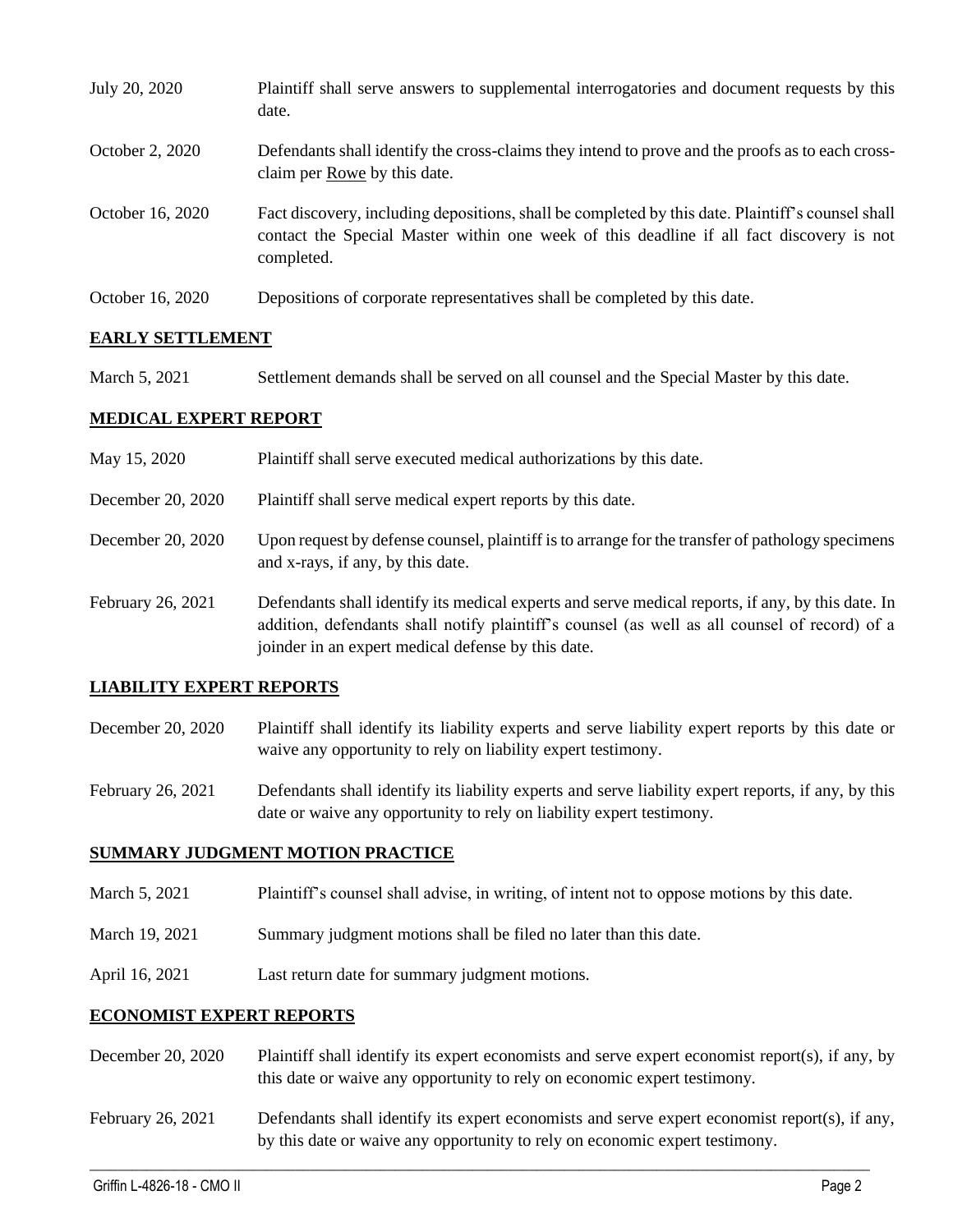| | |
|---|---|
| July 20, 2020 | Plaintiff shall serve answers to supplemental interrogatories and document requests by this date. |
| October 2, 2020 | Defendants shall identify the cross-claims they intend to prove and the proofs as to each cross-claim per Rowe by this date. |
| October 16, 2020 | Fact discovery, including depositions, shall be completed by this date. Plaintiff's counsel shall contact the Special Master within one week of this deadline if all fact discovery is not completed. |
| October 16, 2020 | Depositions of corporate representatives shall be completed by this date. |

## EARLY SETTLEMENT

| | |
|---|---|
| March 5, 2021 | Settlement demands shall be served on all counsel and the Special Master by this date. |

## MEDICAL EXPERT REPORT

| | |
|---|---|
| May 15, 2020 | Plaintiff shall serve executed medical authorizations by this date. |
| December 20, 2020 | Plaintiff shall serve medical expert reports by this date. |
| December 20, 2020 | Upon request by defense counsel, plaintiff is to arrange for the transfer of pathology specimens and x-rays, if any, by this date. |
| February 26, 2021 | Defendants shall identify its medical experts and serve medical reports, if any, by this date. In addition, defendants shall notify plaintiff's counsel (as well as all counsel of record) of a joinder in an expert medical defense by this date. |

## LIABILITY EXPERT REPORTS

| | |
|---|---|
| December 20, 2020 | Plaintiff shall identify its liability experts and serve liability expert reports by this date or waive any opportunity to rely on liability expert testimony. |
| February 26, 2021 | Defendants shall identify its liability experts and serve liability expert reports, if any, by this date or waive any opportunity to rely on liability expert testimony. |

## SUMMARY JUDGMENT MOTION PRACTICE

| | |
|---|---|
| March 5, 2021 | Plaintiff's counsel shall advise, in writing, of intent not to oppose motions by this date. |
| March 19, 2021 | Summary judgment motions shall be filed no later than this date. |
| April 16, 2021 | Last return date for summary judgment motions. |

## ECONOMIST EXPERT REPORTS

| | |
|---|---|
| December 20, 2020 | Plaintiff shall identify its expert economists and serve expert economist report(s), if any, by this date or waive any opportunity to rely on economic expert testimony. |
| February 26, 2021 | Defendants shall identify its expert economists and serve expert economist report(s), if any, by this date or waive any opportunity to rely on economic expert testimony. |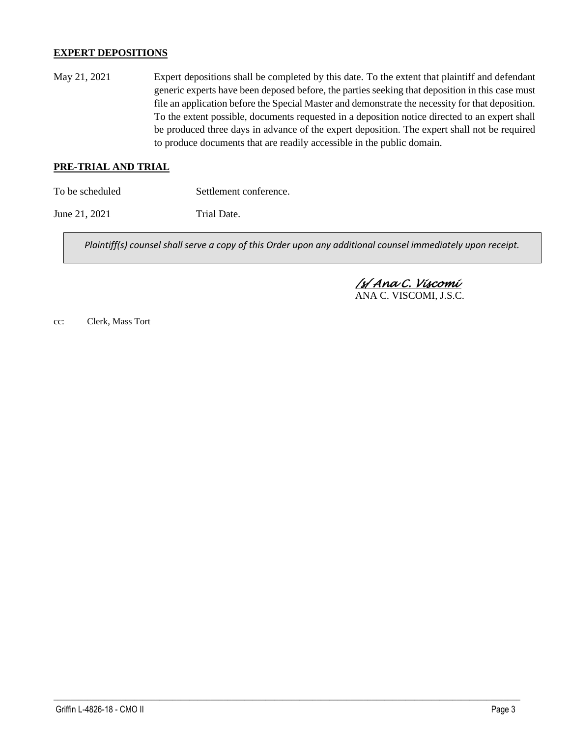**EXPERT DEPOSITIONS**

| | |
|---|---|
| May 21, 2021 | Expert depositions shall be completed by this date. To the extent that plaintiff and defendant generic experts have been deposed before, the parties seeking that deposition in this case must file an application before the Special Master and demonstrate the necessity for that deposition. To the extent possible, documents requested in a deposition notice directed to an expert shall be produced three days in advance of the expert deposition. The expert shall not be required to produce documents that are readily accessible in the public domain. |

**PRE-TRIAL AND TRIAL**

| | |
|---|---|
| To be scheduled | Settlement conference. |
| June 21, 2021 | Trial Date. |

*Plaintiff(s) counsel shall serve a copy of this Order upon any additional counsel immediately upon receipt.*

*/s/ Ana C. Viscomi*
ANA C. VISCOMI, J.S.C.

cc: Clerk, Mass Tort